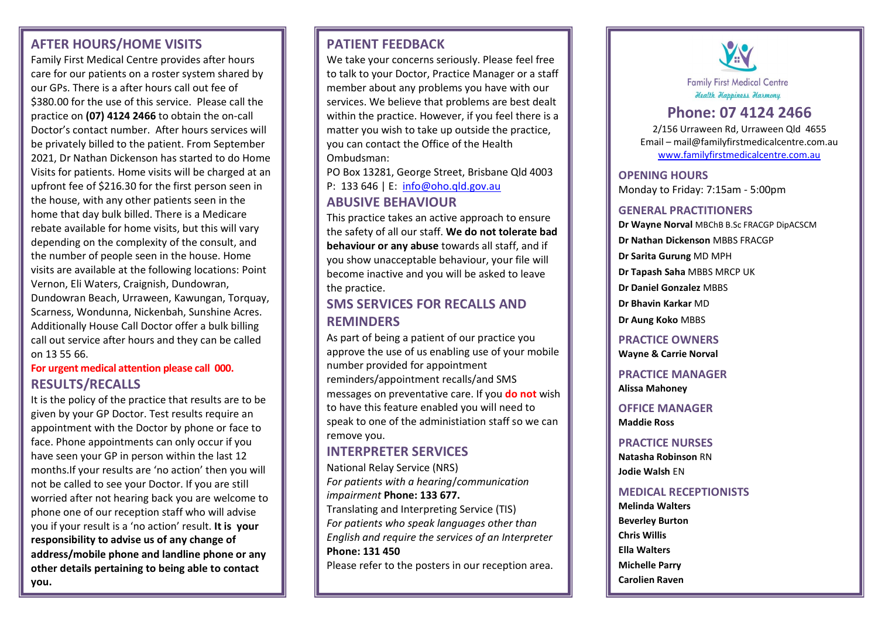## AFTER HOURS/HOME VISITS

Family First Medical Centre provides after hours care for our patients on a roster system shared by our GPs. There is a after hours call out fee of $380.00 for the use of this service. Please call the practice on **(07) 4124 2466** to obtain the on-call Doctor's contact number. After hours services will be privately billed to the patient. From September 2021, Dr Nathan Dickenson has started to do Home Visits for patients. Home visits will be charged at an upfront fee of $216.30 for the first person seen in the house, with any other patients seen in the home that day bulk billed. There is a Medicare rebate available for home visits, but this will vary depending on the complexity of the consult, and the number of people seen in the house. Home visits are available at the following locations: Point Vernon, Eli Waters, Craignish, Dundowran, Dundowran Beach, Urraween, Kawungan, Torquay, Scarness, Wondunna, Nickenbah, Sunshine Acres. Additionally House Call Doctor offer a bulk billing call out service after hours and they can be called on 13 55 66.

**For urgent medical attention please call 000.**

## RESULTS/RECALLS

It is the policy of the practice that results are to be given by your GP Doctor. Test results require an appointment with the Doctor by phone or face to face. Phone appointments can only occur if you have seen your GP in person within the last 12 months.If your results are 'no action' then you will not be called to see your Doctor. If you are still worried after not hearing back you are welcome to phone one of our reception staff who will advise you if your result is a 'no action' result. **It is your responsibility to advise us of any change of address/mobile phone and landline phone or any other details pertaining to being able to contact you.**

## PATIENT FEEDBACK

We take your concerns seriously. Please feel free to talk to your Doctor, Practice Manager or a staff member about any problems you have with our services. We believe that problems are best dealt within the practice. However, if you feel there is a matter you wish to take up outside the practice, you can contact the Office of the Health Ombudsman:

PO Box 13281, George Street, Brisbane Qld 4003
P: 133 646 | E: info@oho.qld.gov.au

## ABUSIVE BEHAVIOUR

This practice takes an active approach to ensure the safety of all our staff. **We do not tolerate bad behaviour or any abuse** towards all staff, and if you show unacceptable behaviour, your file will become inactive and you will be asked to leave the practice.

## SMS SERVICES FOR RECALLS AND REMINDERS

As part of being a patient of our practice you approve the use of us enabling use of your mobile number provided for appointment reminders/appointment recalls/and SMS messages on preventative care. If you **do not** wish to have this feature enabled you will need to speak to one of the administiation staff so we can remove you.

## INTERPRETER SERVICES

National Relay Service (NRS)
*For patients with a hearing/communication impairment* **Phone: 133 677.**

Translating and Interpreting Service (TIS)
*For patients who speak languages other than English and require the services of an Interpreter*
**Phone: 131 450**

Please refer to the posters in our reception area.

Family First Medical Centre
*Health Happiness Harmony*

# Phone: 07 4124 2466

2/156 Urraween Rd, Urraween Qld 4655
Email – mail@familyfirstmedicalcentre.com.au
www.familyfirstmedicalcentre.com.au

## OPENING HOURS

Monday to Friday: 7:15am - 5:00pm

## GENERAL PRACTITIONERS

**Dr Wayne Norval** MBChB B.Sc FRACGP DipACSCM
**Dr Nathan Dickenson** MBBS FRACGP
**Dr Sarita Gurung** MD MPH
**Dr Tapash Saha** MBBS MRCP UK
**Dr Daniel Gonzalez** MBBS
**Dr Bhavin Karkar** MD
**Dr Aung Koko** MBBS

## PRACTICE OWNERS

**Wayne & Carrie Norval**

## PRACTICE MANAGER

**Alissa Mahoney**

## OFFICE MANAGER

**Maddie Ross**

## PRACTICE NURSES

**Natasha Robinson** RN
**Jodie Walsh** EN

## MEDICAL RECEPTIONISTS

**Melinda Walters**
**Beverley Burton**
**Chris Willis**
**Ella Walters**
**Michelle Parry**
**Carolien Raven**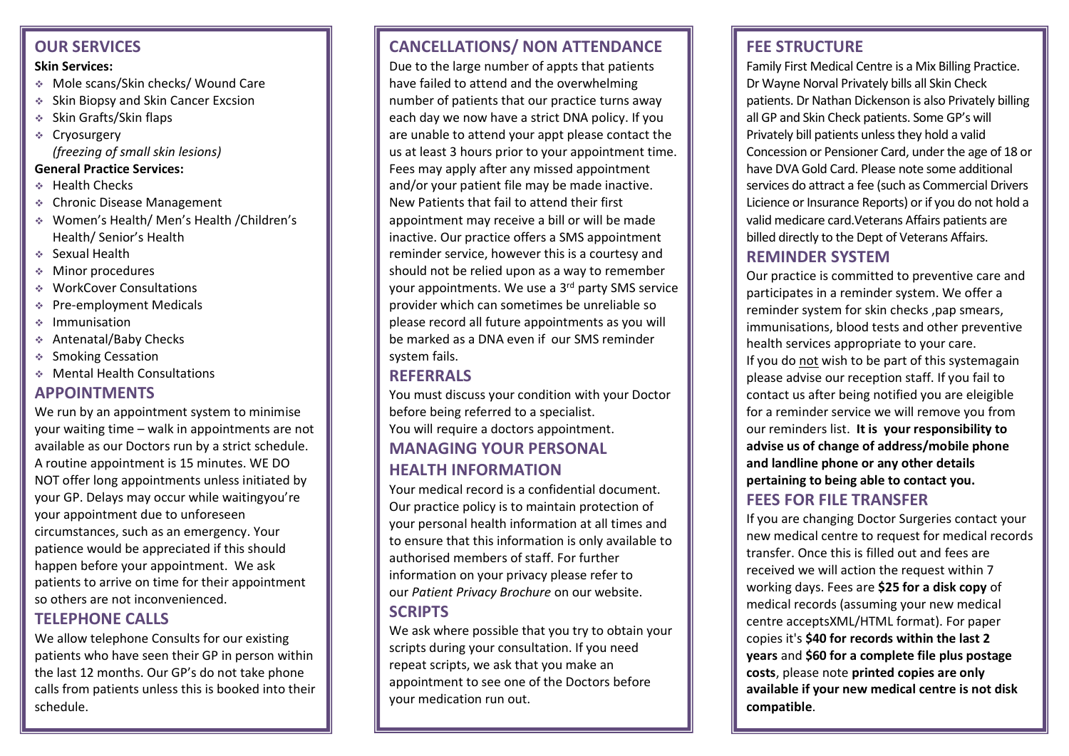## OUR SERVICES

**Skin Services:**

- Mole scans/Skin checks/ Wound Care
- Skin Biopsy and Skin Cancer Excsion
- Skin Grafts/Skin flaps
- Cryosurgery
  *(freezing of small skin lesions)*

**General Practice Services:**

- Health Checks
- Chronic Disease Management
- Women's Health/ Men's Health /Children's Health/ Senior's Health
- Sexual Health
- Minor procedures
- WorkCover Consultations
- Pre-employment Medicals
- Immunisation
- Antenatal/Baby Checks
- Smoking Cessation
- Mental Health Consultations

## APPOINTMENTS

We run by an appointment system to minimise your waiting time – walk in appointments are not available as our Doctors run by a strict schedule. A routine appointment is 15 minutes. WE DO NOT offer long appointments unless initiated by your GP. Delays may occur while waitingyou're your appointment due to unforeseen circumstances, such as an emergency. Your patience would be appreciated if this should happen before your appointment. We ask patients to arrive on time for their appointment so others are not inconvenienced.

## TELEPHONE CALLS

We allow telephone Consults for our existing patients who have seen their GP in person within the last 12 months. Our GP's do not take phone calls from patients unless this is booked into their schedule.

## CANCELLATIONS/ NON ATTENDANCE

Due to the large number of appts that patients have failed to attend and the overwhelming number of patients that our practice turns away each day we now have a strict DNA policy. If you are unable to attend your appt please contact the us at least 3 hours prior to your appointment time. Fees may apply after any missed appointment and/or your patient file may be made inactive. New Patients that fail to attend their first appointment may receive a bill or will be made inactive. Our practice offers a SMS appointment reminder service, however this is a courtesy and should not be relied upon as a way to remember your appointments. We use a 3rd party SMS service provider which can sometimes be unreliable so please record all future appointments as you will be marked as a DNA even if our SMS reminder system fails.

## REFERRALS

You must discuss your condition with your Doctor before being referred to a specialist.
You will require a doctors appointment.

## MANAGING YOUR PERSONAL HEALTH INFORMATION

Your medical record is a confidential document. Our practice policy is to maintain protection of your personal health information at all times and to ensure that this information is only available to authorised members of staff. For further information on your privacy please refer to our *Patient Privacy Brochure* on our website.

## SCRIPTS

We ask where possible that you try to obtain your scripts during your consultation. If you need repeat scripts, we ask that you make an appointment to see one of the Doctors before your medication run out.

## FEE STRUCTURE

Family First Medical Centre is a Mix Billing Practice. Dr Wayne Norval Privately bills all Skin Check patients. Dr Nathan Dickenson is also Privately billing all GP and Skin Check patients. Some GP's will Privately bill patients unless they hold a valid Concession or Pensioner Card, under the age of 18 or have DVA Gold Card. Please note some additional services do attract a fee (such as Commercial Drivers Licience or Insurance Reports) or if you do not hold a valid medicare card.Veterans Affairs patients are billed directly to the Dept of Veterans Affairs.

## REMINDER SYSTEM

Our practice is committed to preventive care and participates in a reminder system. We offer a reminder system for skin checks ,pap smears, immunisations, blood tests and other preventive health services appropriate to your care.
If you do not wish to be part of this systemagain please advise our reception staff. If you fail to contact us after being notified you are eleigible for a reminder service we will remove you from our reminders list. **It is your responsibility to advise us of change of address/mobile phone and landline phone or any other details pertaining to being able to contact you.**

## FEES FOR FILE TRANSFER

If you are changing Doctor Surgeries contact your new medical centre to request for medical records transfer. Once this is filled out and fees are received we will action the request within 7 working days. Fees are **$25 for a disk copy** of medical records (assuming your new medical centre acceptsXML/HTML format). For paper copies it's **$40 for records within the last 2 years** and **$60 for a complete file plus postage costs**, please note **printed copies are only available if your new medical centre is not disk compatible**.